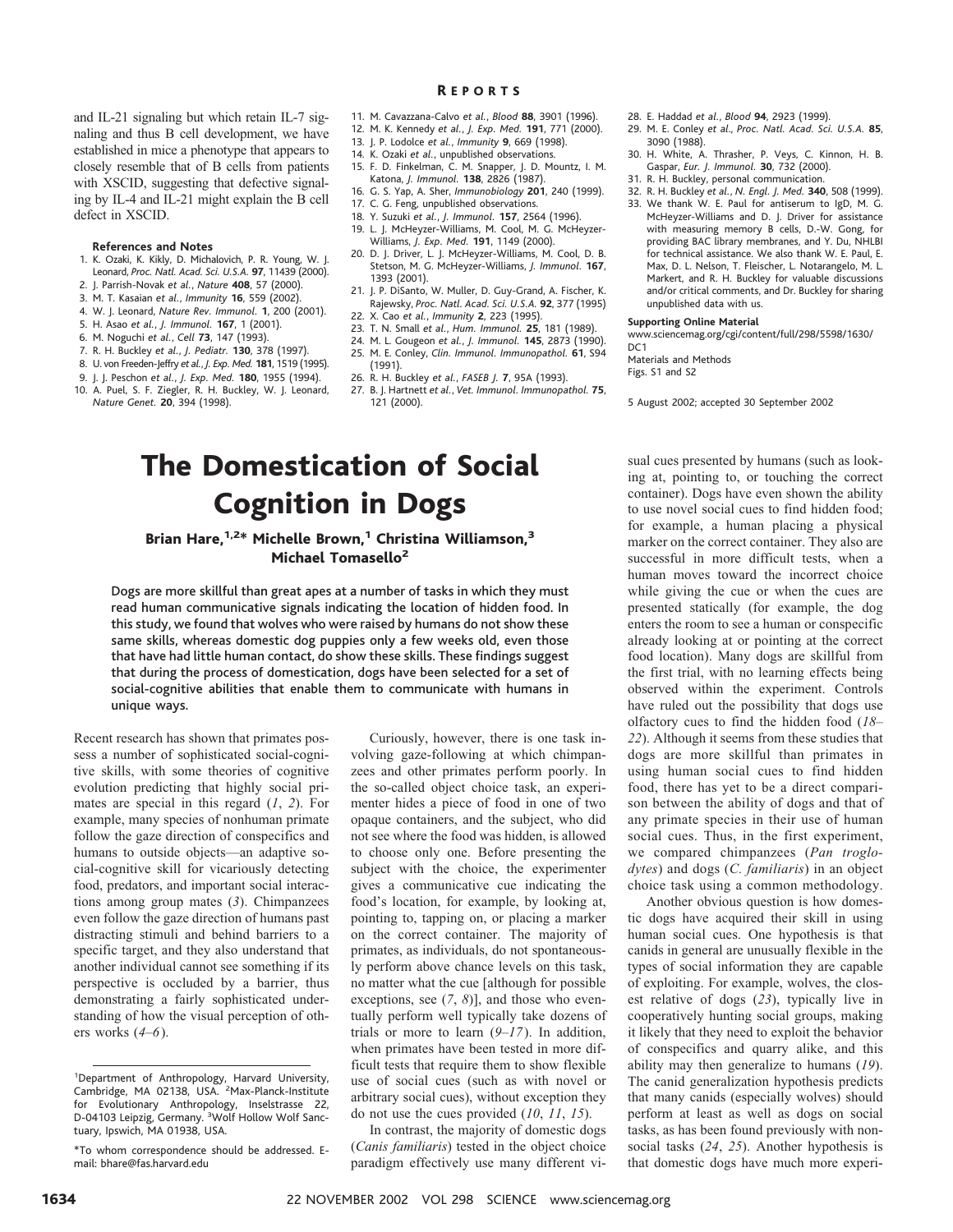and IL-21 signaling but which retain IL-7 signaling and thus B cell development, we have established in mice a phenotype that appears to closely resemble that of B cells from patients with XSCID, suggesting that defective signaling by IL-4 and IL-21 might explain the B cell defect in XSCID.

**References and Notes**

1. K. Ozaki, K. Kikly, D. Michalovich, P. R. Young, W. J. Leonard, *Proc. Natl. Acad. Sci. U.S.A.* **97**, 11439 (2000).
2. J. Parrish-Novak *et al.*, *Nature* **408**, 57 (2000).
3. M. T. Kasaian *et al.*, *Immunity* **16**, 559 (2002).
4. W. J. Leonard, *Nature Rev. Immunol.* **1**, 200 (2001).
5. H. Asao *et al.*, *J. Immunol.* **167**, 1 (2001).
6. M. Noguchi *et al.*, *Cell* **73**, 147 (1993).
7. R. H. Buckley *et al.*, *J. Pediatr.* **130**, 378 (1997).
8. U. von Freeden-Jeffry *et al.*, *J. Exp. Med.* **181**, 1519 (1995).
9. J. J. Peschon *et al.*, *J. Exp. Med.* **180**, 1955 (1994).
10. A. Puel, S. F. Ziegler, R. H. Buckley, W. J. Leonard, *Nature Genet.* **20**, 394 (1998).
11. M. Cavazzana-Calvo *et al.*, *Blood* **88**, 3901 (1996).
12. M. K. Kennedy *et al.*, *J. Exp. Med.* **191**, 771 (2000).
13. J. P. Lodolce *et al.*, *Immunity* **9**, 669 (1998).
14. K. Ozaki *et al.*, unpublished observations.
15. F. D. Finkelman, C. M. Snapper, J. D. Mountz, I. M. Katona, *J. Immunol.* **138**, 2826 (1987).
16. G. S. Yap, A. Sher, *Immunobiology* **201**, 240 (1999).
17. C. G. Feng, unpublished observations.
18. Y. Suzuki *et al.*, *J. Immunol.* **157**, 2564 (1996).
19. L. J. McHeyzer-Williams, M. Cool, M. G. McHeyzer-Williams, *J. Exp. Med.* **191**, 1149 (2000).
20. D. J. Driver, L. J. McHeyzer-Williams, M. Cool, D. B. Stetson, M. G. McHeyzer-Williams, *J. Immunol.* **167**, 1393 (2001).
21. J. P. DiSanto, W. Muller, D. Guy-Grand, A. Fischer, K. Rajewsky, *Proc. Natl. Acad. Sci. U.S.A.* **92**, 377 (1995)
22. X. Cao *et al.*, *Immunity* **2**, 223 (1995).
23. T. N. Small *et al.*, *Hum. Immunol.* **25**, 181 (1989).
24. M. L. Gougeon *et al.*, *J. Immunol.* **145**, 2873 (1990).
25. M. E. Conley, *Clin. Immunol. Immunopathol.* **61**, S94 (1991).
26. R. H. Buckley *et al.*, *FASEB J.* **7**, 95A (1993).
27. B. J. Hartnett *et al.*, *Vet. Immunol. Immunopathol.* **75**, 121 (2000).
28. E. Haddad *et al.*, *Blood* **94**, 2923 (1999).
29. M. E. Conley *et al.*, *Proc. Natl. Acad. Sci. U.S.A.* **85**, 3090 (1988).
30. H. White, A. Thrasher, P. Veys, C. Kinnon, H. B. Gaspar, *Eur. J. Immunol.* **30**, 732 (2000).
31. R. H. Buckley, personal communication.
32. R. H. Buckley *et al.*, *N. Engl. J. Med.* **340**, 508 (1999).
33. We thank W. E. Paul for antiserum to IgD, M. G. McHeyzer-Williams and D. J. Driver for assistance with measuring memory B cells, D.-W. Gong, for providing BAC library membranes, and Y. Du, NHLBI for technical assistance. We also thank W. E. Paul, E. Max, D. L. Nelson, T. Fleischer, L. Notarangelo, M. L. Markert, and R. H. Buckley for valuable discussions and/or critical comments, and Dr. Buckley for sharing unpublished data with us.

**Supporting Online Material**
www.sciencemag.org/cgi/content/full/298/5598/1630/DC1
Materials and Methods
Figs. S1 and S2

5 August 2002; accepted 30 September 2002

# The Domestication of Social Cognition in Dogs

**Brian Hare,[1,2]* Michelle Brown,[1] Christina Williamson,[3] Michael Tomasello[2]**

**Dogs are more skillful than great apes at a number of tasks in which they must read human communicative signals indicating the location of hidden food. In this study, we found that wolves who were raised by humans do not show these same skills, whereas domestic dog puppies only a few weeks old, even those that have had little human contact, do show these skills. These findings suggest that during the process of domestication, dogs have been selected for a set of social-cognitive abilities that enable them to communicate with humans in unique ways.**

Recent research has shown that primates possess a number of sophisticated social-cognitive skills, with some theories of cognitive evolution predicting that highly social primates are special in this regard (*1*, *2*). For example, many species of nonhuman primate follow the gaze direction of conspecifics and humans to outside objects—an adaptive social-cognitive skill for vicariously detecting food, predators, and important social interactions among group mates (*3*). Chimpanzees even follow the gaze direction of humans past distracting stimuli and behind barriers to a specific target, and they also understand that another individual cannot see something if its perspective is occluded by a barrier, thus demonstrating a fairly sophisticated understanding of how the visual perception of others works (*4–6*).

Curiously, however, there is one task involving gaze-following at which chimpanzees and other primates perform poorly. In the so-called object choice task, an experimenter hides a piece of food in one of two opaque containers, and the subject, who did not see where the food was hidden, is allowed to choose only one. Before presenting the subject with the choice, the experimenter gives a communicative cue indicating the food's location, for example, by looking at, pointing to, tapping on, or placing a marker on the correct container. The majority of primates, as individuals, do not spontaneously perform above chance levels on this task, no matter what the cue [although for possible exceptions, see (*7*, *8*)], and those who eventually perform well typically take dozens of trials or more to learn (*9–17*). In addition, when primates have been tested in more difficult tests that require them to show flexible use of social cues (such as with novel or arbitrary social cues), without exception they do not use the cues provided (*10*, *11*, *15*).

In contrast, the majority of domestic dogs (*Canis familiaris*) tested in the object choice paradigm effectively use many different visual cues presented by humans (such as looking at, pointing to, or touching the correct container). Dogs have even shown the ability to use novel social cues to find hidden food; for example, a human placing a physical marker on the correct container. They also are successful in more difficult tests, when a human moves toward the incorrect choice while giving the cue or when the cues are presented statically (for example, the dog enters the room to see a human or conspecific already looking at or pointing at the correct food location). Many dogs are skillful from the first trial, with no learning effects being observed within the experiment. Controls have ruled out the possibility that dogs use olfactory cues to find the hidden food (*18–22*). Although it seems from these studies that dogs are more skillful than primates in using human social cues to find hidden food, there has yet to be a direct comparison between the ability of dogs and that of any primate species in their use of human social cues. Thus, in the first experiment, we compared chimpanzees (*Pan troglodytes*) and dogs (*C. familiaris*) in an object choice task using a common methodology.

Another obvious question is how domestic dogs have acquired their skill in using human social cues. One hypothesis is that canids in general are unusually flexible in the types of social information they are capable of exploiting. For example, wolves, the closest relative of dogs (*23*), typically live in cooperatively hunting social groups, making it likely that they need to exploit the behavior of conspecifics and quarry alike, and this ability may then generalize to humans (*19*). The canid generalization hypothesis predicts that many canids (especially wolves) should perform at least as well as dogs on social tasks, as has been found previously with nonsocial tasks (*24*, *25*). Another hypothesis is that domestic dogs have much more experi-

[1]Department of Anthropology, Harvard University, Cambridge, MA 02138, USA. [2]Max-Planck-Institute for Evolutionary Anthropology, Inselstrasse 22, D-04103 Leipzig, Germany. [3]Wolf Hollow Wolf Sanctuary, Ipswich, MA 01938, USA.

*To whom correspondence should be addressed. E-mail: bhare@fas.harvard.edu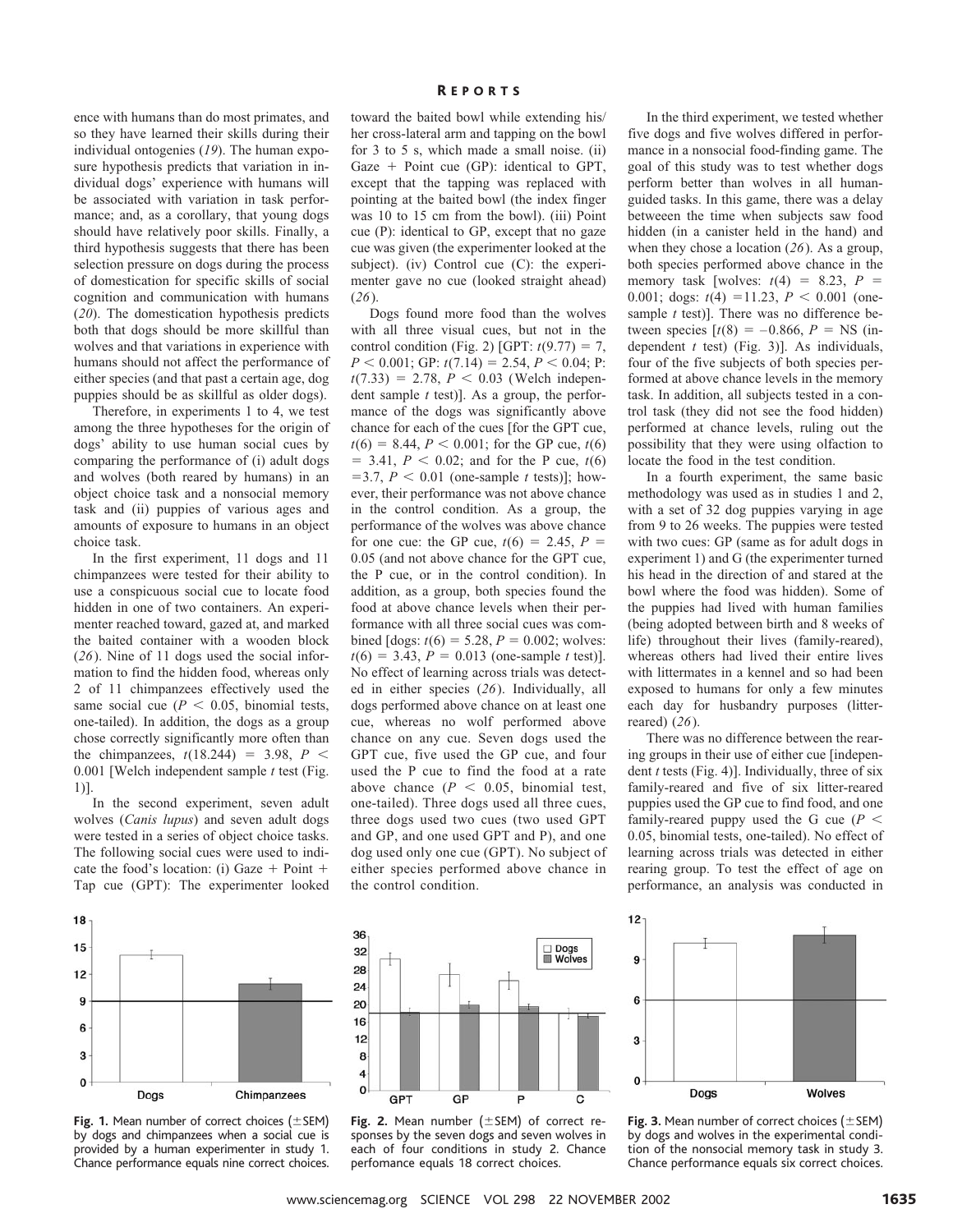ence with humans than do most primates, and so they have learned their skills during their individual ontogenies (*19*). The human exposure hypothesis predicts that variation in individual dogs' experience with humans will be associated with variation in task performance; and, as a corollary, that young dogs should have relatively poor skills. Finally, a third hypothesis suggests that there has been selection pressure on dogs during the process of domestication for specific skills of social cognition and communication with humans (*20*). The domestication hypothesis predicts both that dogs should be more skillful than wolves and that variations in experience with humans should not affect the performance of either species (and that past a certain age, dog puppies should be as skillful as older dogs).

Therefore, in experiments 1 to 4, we test among the three hypotheses for the origin of dogs' ability to use human social cues by comparing the performance of (i) adult dogs and wolves (both reared by humans) in an object choice task and a nonsocial memory task and (ii) puppies of various ages and amounts of exposure to humans in an object choice task.

In the first experiment, 11 dogs and 11 chimpanzees were tested for their ability to use a conspicuous social cue to locate food hidden in one of two containers. An experimenter reached toward, gazed at, and marked the baited container with a wooden block (*26*). Nine of 11 dogs used the social information to find the hidden food, whereas only 2 of 11 chimpanzees effectively used the same social cue ($P < 0.05$, binomial tests, one-tailed). In addition, the dogs as a group chose correctly significantly more often than the chimpanzees, $t(18.244) = 3.98$, $P < 0.001$ [Welch independent sample *t* test (Fig. 1)].

In the second experiment, seven adult wolves (*Canis lupus*) and seven adult dogs were tested in a series of object choice tasks. The following social cues were used to indicate the food's location: (i) Gaze + Point + Tap cue (GPT): The experimenter looked toward the baited bowl while extending his/her cross-lateral arm and tapping on the bowl for 3 to 5 s, which made a small noise. (ii) Gaze + Point cue (GP): identical to GPT, except that the tapping was replaced with pointing at the baited bowl (the index finger was 10 to 15 cm from the bowl). (iii) Point cue (P): identical to GP, except that no gaze cue was given (the experimenter looked at the subject). (iv) Control cue (C): the experimenter gave no cue (looked straight ahead) (*26*).

Dogs found more food than the wolves with all three visual cues, but not in the control condition (Fig. 2) [GPT: $t(9.77) = 7$, $P < 0.001$; GP: $t(7.14) = 2.54$, $P < 0.04$; P: $t(7.33) = 2.78$, $P < 0.03$ (Welch independent sample *t* test)]. As a group, the performance of the dogs was significantly above chance for each of the cues [for the GPT cue, $t(6) = 8.44$, $P < 0.001$; for the GP cue, $t(6) = 3.41$, $P < 0.02$; and for the P cue, $t(6) = 3.7$, $P < 0.01$ (one-sample *t* tests)]; however, their performance was not above chance in the control condition. As a group, the performance of the wolves was above chance for one cue: the GP cue, $t(6) = 2.45$, $P = 0.05$ (and not above chance for the GPT cue, the P cue, or in the control condition). In addition, as a group, both species found the food at above chance levels when their performance with all three social cues was combined [dogs: $t(6) = 5.28$, $P = 0.002$; wolves: $t(6) = 3.43$, $P = 0.013$ (one-sample *t* test)]. No effect of learning across trials was detected in either species (*26*). Individually, all dogs performed above chance on at least one cue, whereas no wolf performed above chance on any cue. Seven dogs used the GPT cue, five used the GP cue, and four used the P cue to find the food at a rate above chance ($P < 0.05$, binomial test, one-tailed). Three dogs used all three cues, three dogs used two cues (two used GPT and GP, and one used GPT and P), and one dog used only one cue (GPT). No subject of either species performed above chance in the control condition.

In the third experiment, we tested whether five dogs and five wolves differed in performance in a nonsocial food-finding game. The goal of this study was to test whether dogs perform better than wolves in all human-guided tasks. In this game, there was a delay between the time when subjects saw food hidden (in a canister held in the hand) and when they chose a location (*26*). As a group, both species performed above chance in the memory task [wolves: $t(4) = 8.23$, $P = 0.001$; dogs: $t(4) = 11.23$, $P < 0.001$ (one-sample *t* test)]. There was no difference between species [$t(8) = -0.866$, $P =$ NS (independent *t* test) (Fig. 3)]. As individuals, four of the five subjects of both species performed at above chance levels in the memory task. In addition, all subjects tested in a control task (they did not see the food hidden) performed at chance levels, ruling out the possibility that they were using olfaction to locate the food in the test condition.

In a fourth experiment, the same basic methodology was used as in studies 1 and 2, with a set of 32 dog puppies varying in age from 9 to 26 weeks. The puppies were tested with two cues: GP (same as for adult dogs in experiment 1) and G (the experimenter turned his head in the direction of and stared at the bowl where the food was hidden). Some of the puppies had lived with human families (being adopted between birth and 8 weeks of life) throughout their lives (family-reared), whereas others had lived their entire lives with littermates in a kennel and so had been exposed to humans for only a few minutes each day for husbandry purposes (litter-reared) (*26*).

There was no difference between the rearing groups in their use of either cue [independent *t* tests (Fig. 4)]. Individually, three of six family-reared and five of six litter-reared puppies used the GP cue to find food, and one family-reared puppy used the G cue ($P < 0.05$, binomial tests, one-tailed). No effect of learning across trials was detected in either rearing group. To test the effect of age on performance, an analysis was conducted in

**Fig. 1.** Mean number of correct choices (±SEM) by dogs and chimpanzees when a social cue is provided by a human experimenter in study 1. Chance performance equals nine correct choices.

**Fig. 2.** Mean number (±SEM) of correct responses by the seven dogs and seven wolves in each of four conditions in study 2. Chance perfomance equals 18 correct choices.

**Fig. 3.** Mean number of correct choices (±SEM) by dogs and wolves in the experimental condition of the nonsocial memory task in study 3. Chance performance equals six correct choices.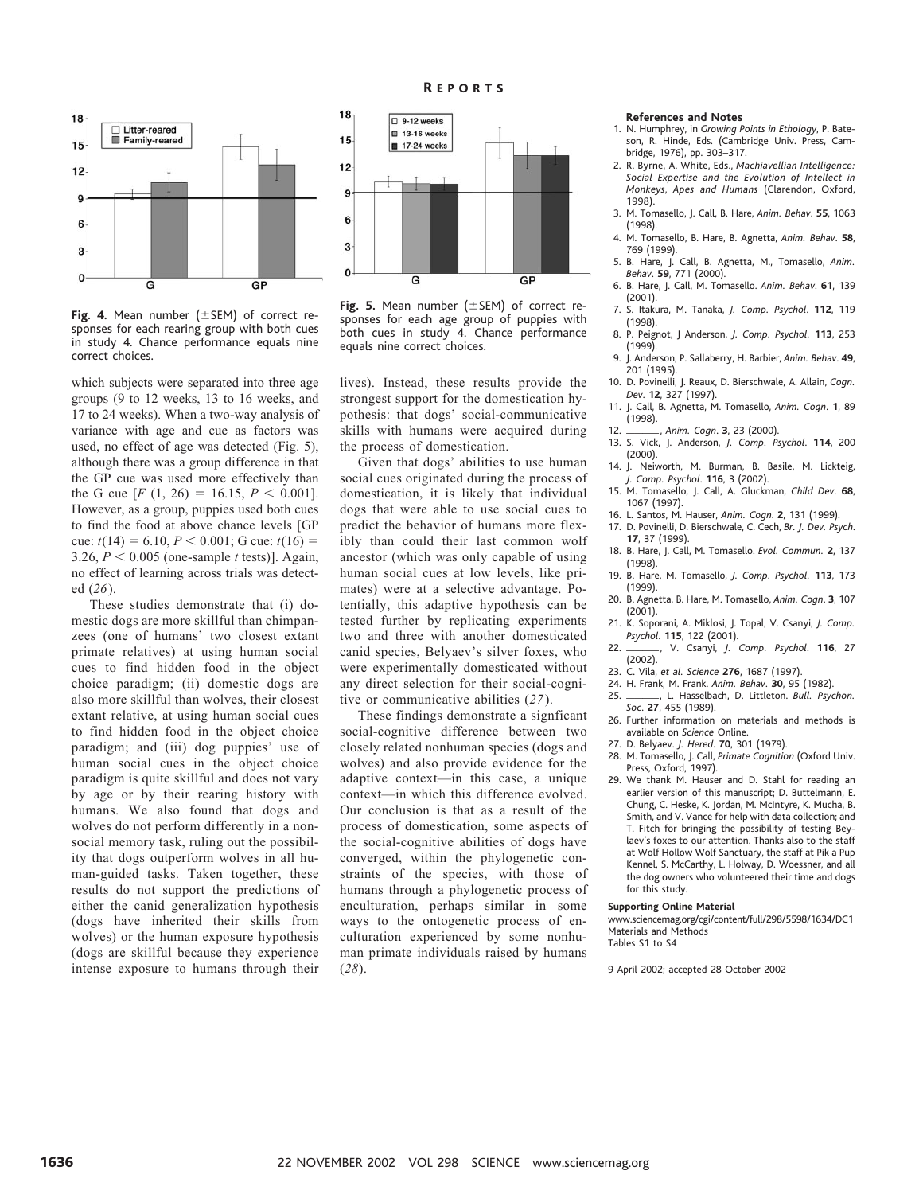18
15
12
9
6
3
0

□ Litter-reared
■ Family-reared

G
GP

**Fig. 4.** Mean number (±SEM) of correct responses for each rearing group with both cues in study 4. Chance performance equals nine correct choices.

18
15
12
9
6
3
0

□ 9-12 weeks
■ 13-16 weeks
■ 17-24 weeks

G
GP

**Fig. 5.** Mean number (±SEM) of correct responses for each age group of puppies with both cues in study 4. Chance performance equals nine correct choices.

which subjects were separated into three age groups (9 to 12 weeks, 13 to 16 weeks, and 17 to 24 weeks). When a two-way analysis of variance with age and cue as factors was used, no effect of age was detected (Fig. 5), although there was a group difference in that the GP cue was used more effectively than the G cue [$F$ (1, 26) = 16.15, $P < 0.001$]. However, as a group, puppies used both cues to find the food at above chance levels [GP cue: $t(14) = 6.10$, $P < 0.001$; G cue: $t(16) = 3.26$, $P < 0.005$ (one-sample $t$ tests)]. Again, no effect of learning across trials was detected (*26*).

These studies demonstrate that (i) domestic dogs are more skillful than chimpanzees (one of humans' two closest extant primate relatives) at using human social cues to find hidden food in the object choice paradigm; (ii) domestic dogs are also more skillful than wolves, their closest extant relative, at using human social cues to find hidden food in the object choice paradigm; and (iii) dog puppies' use of human social cues in the object choice paradigm is quite skillful and does not vary by age or by their rearing history with humans. We also found that dogs and wolves do not perform differently in a nonsocial memory task, ruling out the possibility that dogs outperform wolves in all human-guided tasks. Taken together, these results do not support the predictions of either the canid generalization hypothesis (dogs have inherited their skills from wolves) or the human exposure hypothesis (dogs are skillful because they experience intense exposure to humans through their lives). Instead, these results provide the strongest support for the domestication hypothesis: that dogs' social-communicative skills with humans were acquired during the process of domestication.

Given that dogs' abilities to use human social cues originated during the process of domestication, it is likely that individual dogs that were able to use social cues to predict the behavior of humans more flexibly than could their last common wolf ancestor (which was only capable of using human social cues at low levels, like primates) were at a selective advantage. Potentially, this adaptive hypothesis can be tested further by replicating experiments two and three with another domesticated canid species, Belyaev's silver foxes, who were experimentally domesticated without any direct selection for their social-cognitive or communicative abilities (*27*).

These findings demonstrate a signficant social-cognitive difference between two closely related nonhuman species (dogs and wolves) and also provide evidence for the adaptive context—in this case, a unique context—in which this difference evolved. Our conclusion is that as a result of the process of domestication, some aspects of the social-cognitive abilities of dogs have converged, within the phylogenetic constraints of the species, with those of humans through a phylogenetic process of enculturation, perhaps similar in some ways to the ontogenetic process of enculturation experienced by some nonhuman primate individuals raised by humans (*28*).

**References and Notes**

1. N. Humphrey, in *Growing Points in Ethology*, P. Bateson, R. Hinde, Eds. (Cambridge Univ. Press, Cambridge, 1976), pp. 303–317.
2. R. Byrne, A. White, Eds., *Machiavellian Intelligence: Social Expertise and the Evolution of Intellect in Monkeys, Apes and Humans* (Clarendon, Oxford, 1998).
3. M. Tomasello, J. Call, B. Hare, *Anim. Behav*. **55**, 1063 (1998).
4. M. Tomasello, B. Hare, B. Agnetta, *Anim. Behav*. **58**, 769 (1999).
5. B. Hare, J. Call, B. Agnetta, M., Tomasello, *Anim. Behav*. **59**, 771 (2000).
6. B. Hare, J. Call, M. Tomasello. *Anim. Behav*. **61**, 139 (2001).
7. S. Itakura, M. Tanaka, *J. Comp. Psychol*. **112**, 119 (1998).
8. P. Peignot, J Anderson, *J. Comp. Psychol*. **113**, 253 (1999).
9. J. Anderson, P. Sallaberry, H. Barbier, *Anim. Behav*. **49**, 201 (1995).
10. D. Povinelli, J. Reaux, D. Bierschwale, A. Allain, *Cogn. Dev*. **12**, 327 (1997).
11. J. Call, B. Agnetta, M. Tomasello, *Anim. Cogn*. **1**, 89 (1998).
12. ______, *Anim. Cogn*. **3**, 23 (2000).
13. S. Vick, J. Anderson, *J. Comp. Psychol*. **114**, 200 (2000).
14. J. Neiworth, M. Burman, B. Basile, M. Lickteig, *J. Comp. Psychol*. **116**, 3 (2002).
15. M. Tomasello, J. Call, A. Gluckman, *Child Dev*. **68**, 1067 (1997).
16. L. Santos, M. Hauser, *Anim. Cogn*. **2**, 131 (1999).
17. D. Povinelli, D. Bierschwale, C. Cech, *Br. J. Dev. Psych*. **17**, 37 (1999).
18. B. Hare, J. Call, M. Tomasello. *Evol. Commun*. **2**, 137 (1998).
19. B. Hare, M. Tomasello, *J. Comp. Psychol*. **113**, 173 (1999).
20. B. Agnetta, B. Hare, M. Tomasello, *Anim. Cogn*. **3**, 107 (2001).
21. K. Soporani, A. Miklosi, J. Topal, V. Csanyi, *J. Comp. Psychol*. **115**, 122 (2001).
22. ______, V. Csanyi, *J. Comp. Psychol*. **116**, 27 (2002).
23. C. Vila, *et al*. *Science* **276**, 1687 (1997).
24. H. Frank, M. Frank. *Anim. Behav*. **30**, 95 (1982).
25. ______, L. Hasselbach, D. Littleton. *Bull. Psychon. Soc*. **27**, 455 (1989).
26. Further information on materials and methods is available on *Science* Online.
27. D. Belyaev. *J. Hered*. **70**, 301 (1979).
28. M. Tomasello, J. Call, *Primate Cognition* (Oxford Univ. Press, Oxford, 1997).
29. We thank M. Hauser and D. Stahl for reading an earlier version of this manuscript; D. Buttelmann, E. Chung, C. Heske, K. Jordan, M. McIntyre, K. Mucha, B. Smith, and V. Vance for help with data collection; and T. Fitch for bringing the possibility of testing Beylaev's foxes to our attention. Thanks also to the staff at Wolf Hollow Wolf Sanctuary, the staff at Pik a Pup Kennel, S. McCarthy, L. Holway, D. Woessner, and all the dog owners who volunteered their time and dogs for this study.

**Supporting Online Material**

www.sciencemag.org/cgi/content/full/298/5598/1634/DC1
Materials and Methods
Tables S1 to S4

9 April 2002; accepted 28 October 2002